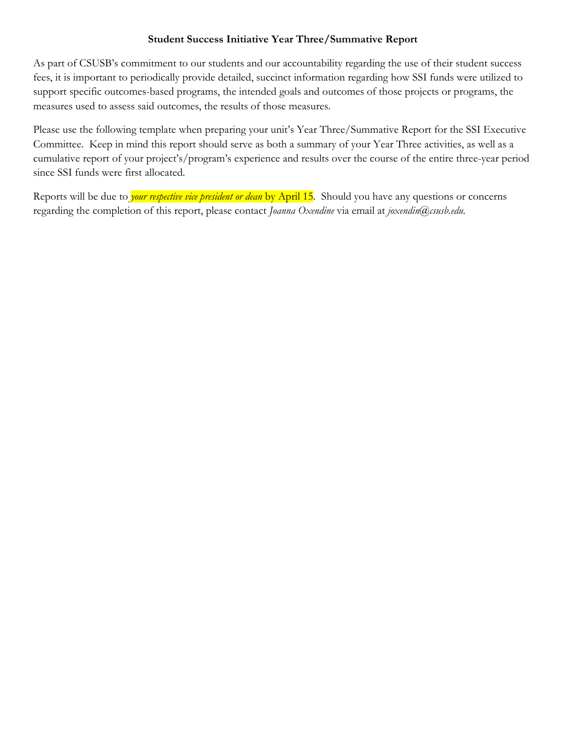# **Student Success Initiative Year Three/Summative Report**

As part of CSUSB's commitment to our students and our accountability regarding the use of their student success fees, it is important to periodically provide detailed, succinct information regarding how SSI funds were utilized to support specific outcomes-based programs, the intended goals and outcomes of those projects or programs, the measures used to assess said outcomes, the results of those measures.

Please use the following template when preparing your unit's Year Three/Summative Report for the SSI Executive Committee. Keep in mind this report should serve as both a summary of your Year Three activities, as well as a cumulative report of your project's/program's experience and results over the course of the entire three-year period since SSI funds were first allocated.

Reports will be due to *your respective vice president or dean* by April 15. Should you have any questions or concerns regarding the completion of this report, please contact *Joanna Oxendine* via email at *joxendin@csusb.edu.*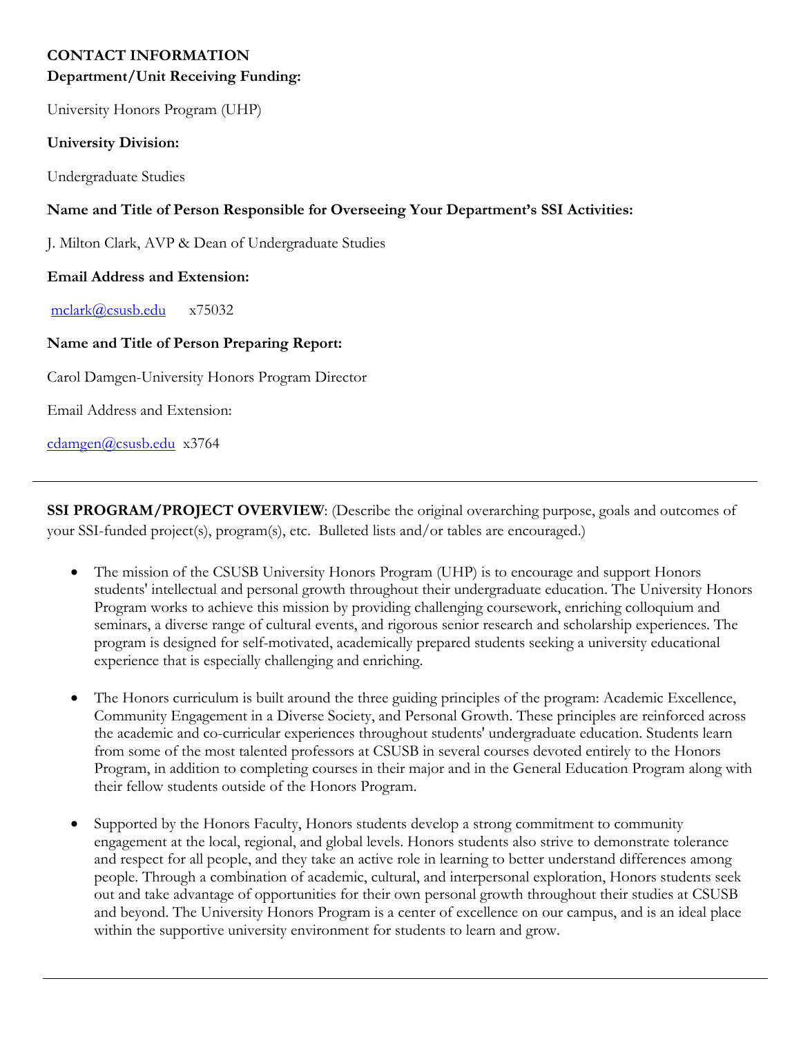**CONTACT INFORMATION**

**Department/Unit Receiving Funding:**

University Honors Program (UHP)

**University Division:**

Undergraduate Studies

**Name and Title of Person Responsible for Overseeing Your Department's SSI Activities:**

J. Milton Clark, AVP & Dean of Undergraduate Studies

**Email Address and Extension:**

mclark@csusb.edu x75032

**Name and Title of Person Preparing Report:**

Carol Damgen-University Honors Program Director

Email Address and Extension:

cdamgen@csusb.edu x3764

---

**SSI PROGRAM/PROJECT OVERVIEW**: (Describe the original overarching purpose, goals and outcomes of your SSI-funded project(s), program(s), etc. Bulleted lists and/or tables are encouraged.)

- The mission of the CSUSB University Honors Program (UHP) is to encourage and support Honors students' intellectual and personal growth throughout their undergraduate education. The University Honors Program works to achieve this mission by providing challenging coursework, enriching colloquium and seminars, a diverse range of cultural events, and rigorous senior research and scholarship experiences. The program is designed for self-motivated, academically prepared students seeking a university educational experience that is especially challenging and enriching.

- The Honors curriculum is built around the three guiding principles of the program: Academic Excellence, Community Engagement in a Diverse Society, and Personal Growth. These principles are reinforced across the academic and co-curricular experiences throughout students' undergraduate education. Students learn from some of the most talented professors at CSUSB in several courses devoted entirely to the Honors Program, in addition to completing courses in their major and in the General Education Program along with their fellow students outside of the Honors Program.

- Supported by the Honors Faculty, Honors students develop a strong commitment to community engagement at the local, regional, and global levels. Honors students also strive to demonstrate tolerance and respect for all people, and they take an active role in learning to better understand differences among people. Through a combination of academic, cultural, and interpersonal exploration, Honors students seek out and take advantage of opportunities for their own personal growth throughout their studies at CSUSB and beyond. The University Honors Program is a center of excellence on our campus, and is an ideal place within the supportive university environment for students to learn and grow.

---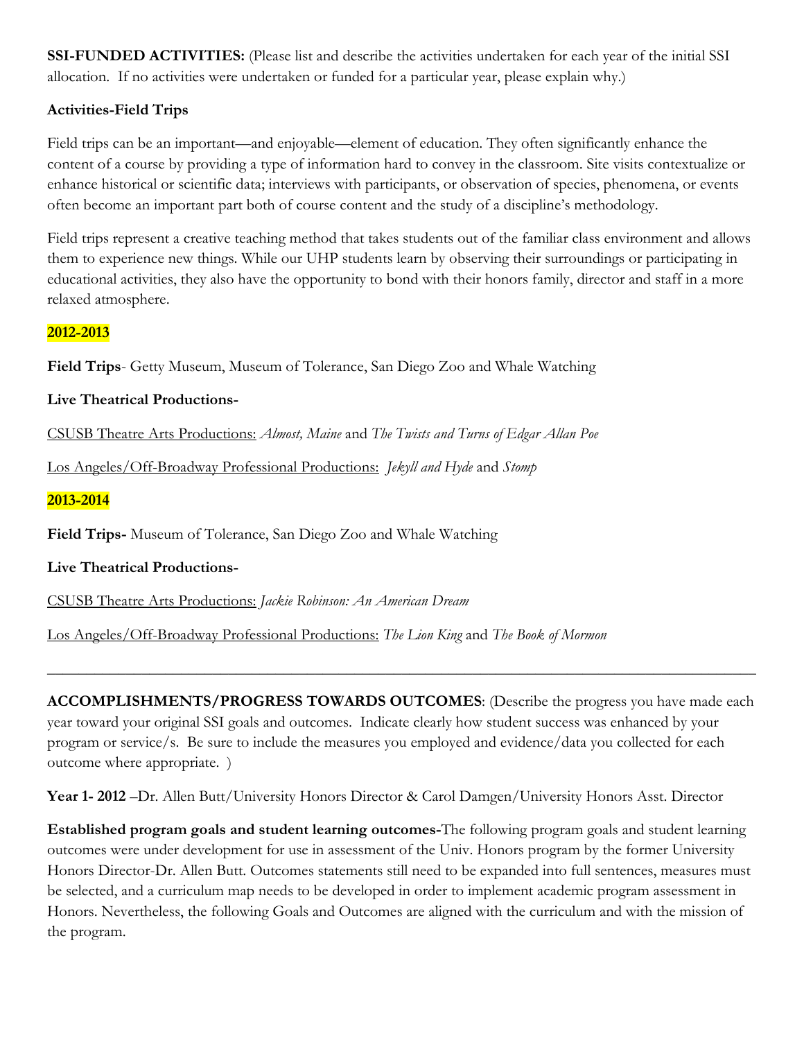**SSI-FUNDED ACTIVITIES:** (Please list and describe the activities undertaken for each year of the initial SSI allocation. If no activities were undertaken or funded for a particular year, please explain why.)

**Activities-Field Trips**

Field trips can be an important—and enjoyable—element of education. They often significantly enhance the content of a course by providing a type of information hard to convey in the classroom. Site visits contextualize or enhance historical or scientific data; interviews with participants, or observation of species, phenomena, or events often become an important part both of course content and the study of a discipline's methodology.

Field trips represent a creative teaching method that takes students out of the familiar class environment and allows them to experience new things. While our UHP students learn by observing their surroundings or participating in educational activities, they also have the opportunity to bond with their honors family, director and staff in a more relaxed atmosphere.

**2012-2013**

**Field Trips**- Getty Museum, Museum of Tolerance, San Diego Zoo and Whale Watching

**Live Theatrical Productions-**

CSUSB Theatre Arts Productions: *Almost, Maine* and *The Twists and Turns of Edgar Allan Poe*

Los Angeles/Off-Broadway Professional Productions: *Jekyll and Hyde* and *Stomp*

**2013-2014**

**Field Trips-** Museum of Tolerance, San Diego Zoo and Whale Watching

**Live Theatrical Productions-**

CSUSB Theatre Arts Productions: *Jackie Robinson: An American Dream*

Los Angeles/Off-Broadway Professional Productions: *The Lion King* and *The Book of Mormon*

---

**ACCOMPLISHMENTS/PROGRESS TOWARDS OUTCOMES**: (Describe the progress you have made each year toward your original SSI goals and outcomes. Indicate clearly how student success was enhanced by your program or service/s. Be sure to include the measures you employed and evidence/data you collected for each outcome where appropriate. )

**Year 1- 2012** –Dr. Allen Butt/University Honors Director & Carol Damgen/University Honors Asst. Director

**Established program goals and student learning outcomes-**The following program goals and student learning outcomes were under development for use in assessment of the Univ. Honors program by the former University Honors Director-Dr. Allen Butt. Outcomes statements still need to be expanded into full sentences, measures must be selected, and a curriculum map needs to be developed in order to implement academic program assessment in Honors. Nevertheless, the following Goals and Outcomes are aligned with the curriculum and with the mission of the program.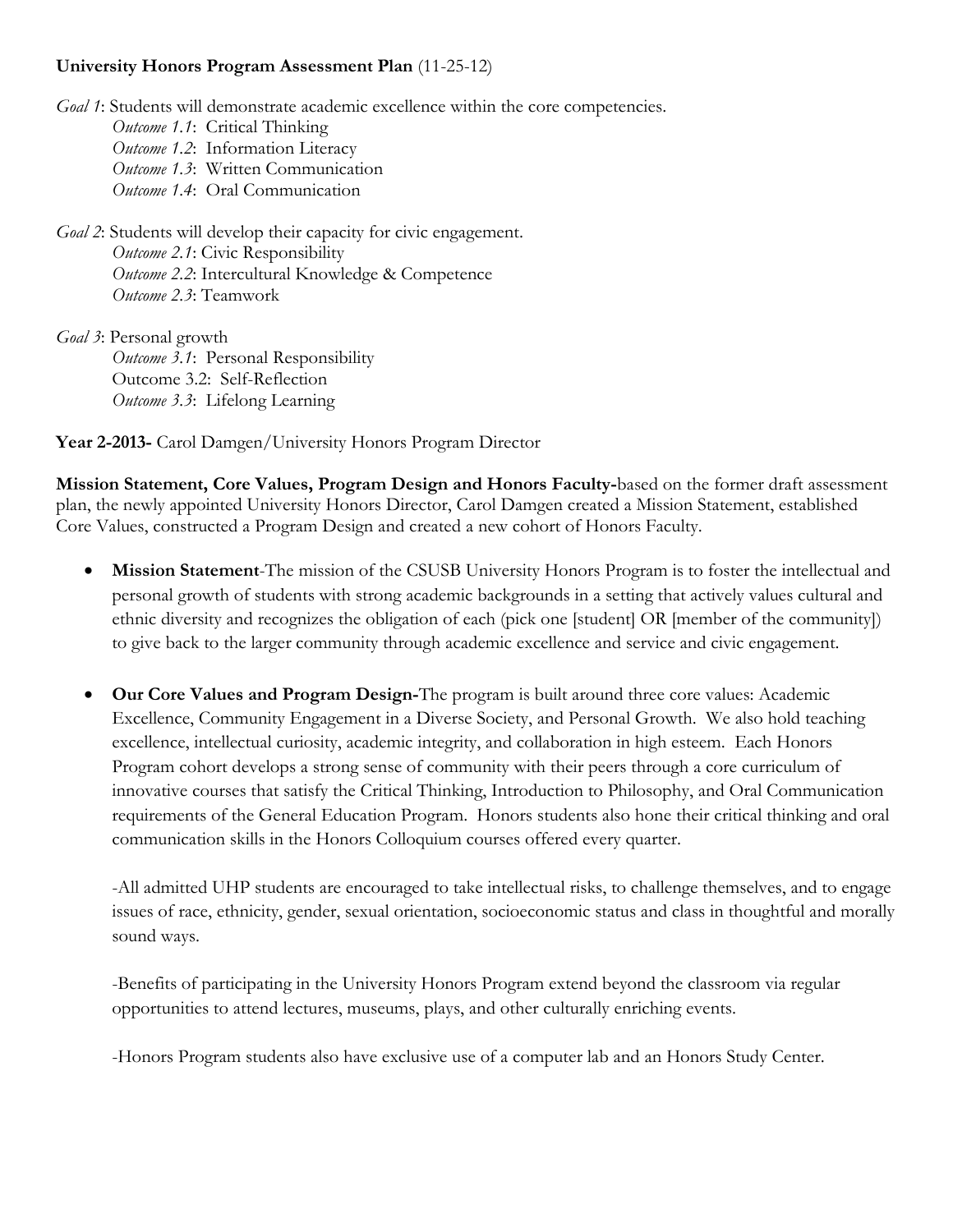**University Honors Program Assessment Plan** (11-25-12)

*Goal 1*: Students will demonstrate academic excellence within the core competencies.
- *Outcome 1.1*: Critical Thinking
- *Outcome 1.2*: Information Literacy
- *Outcome 1.3*: Written Communication
- *Outcome 1.4*: Oral Communication

*Goal 2*: Students will develop their capacity for civic engagement.
- *Outcome 2.1*: Civic Responsibility
- *Outcome 2.2*: Intercultural Knowledge & Competence
- *Outcome 2.3*: Teamwork

*Goal 3*: Personal growth
- *Outcome 3.1*: Personal Responsibility
- Outcome 3.2: Self-Reflection
- *Outcome 3.3*: Lifelong Learning

**Year 2-2013-** Carol Damgen/University Honors Program Director

**Mission Statement, Core Values, Program Design and Honors Faculty-**based on the former draft assessment plan, the newly appointed University Honors Director, Carol Damgen created a Mission Statement, established Core Values, constructed a Program Design and created a new cohort of Honors Faculty.

- **Mission Statement**-The mission of the CSUSB University Honors Program is to foster the intellectual and personal growth of students with strong academic backgrounds in a setting that actively values cultural and ethnic diversity and recognizes the obligation of each (pick one [student] OR [member of the community]) to give back to the larger community through academic excellence and service and civic engagement.

- **Our Core Values and Program Design-**The program is built around three core values: Academic Excellence, Community Engagement in a Diverse Society, and Personal Growth. We also hold teaching excellence, intellectual curiosity, academic integrity, and collaboration in high esteem. Each Honors Program cohort develops a strong sense of community with their peers through a core curriculum of innovative courses that satisfy the Critical Thinking, Introduction to Philosophy, and Oral Communication requirements of the General Education Program. Honors students also hone their critical thinking and oral communication skills in the Honors Colloquium courses offered every quarter.

  -All admitted UHP students are encouraged to take intellectual risks, to challenge themselves, and to engage issues of race, ethnicity, gender, sexual orientation, socioeconomic status and class in thoughtful and morally sound ways.

  -Benefits of participating in the University Honors Program extend beyond the classroom via regular opportunities to attend lectures, museums, plays, and other culturally enriching events.

  -Honors Program students also have exclusive use of a computer lab and an Honors Study Center.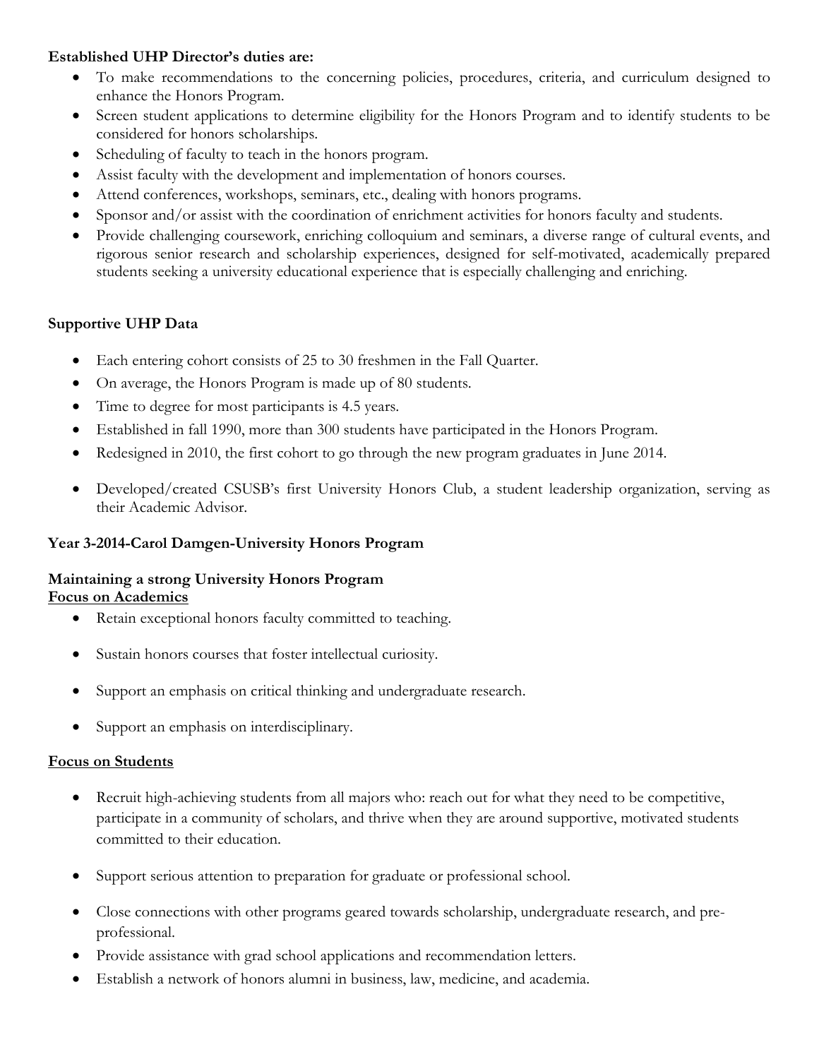**Established UHP Director's duties are:**

- To make recommendations to the concerning policies, procedures, criteria, and curriculum designed to enhance the Honors Program.
- Screen student applications to determine eligibility for the Honors Program and to identify students to be considered for honors scholarships.
- Scheduling of faculty to teach in the honors program.
- Assist faculty with the development and implementation of honors courses.
- Attend conferences, workshops, seminars, etc., dealing with honors programs.
- Sponsor and/or assist with the coordination of enrichment activities for honors faculty and students.
- Provide challenging coursework, enriching colloquium and seminars, a diverse range of cultural events, and rigorous senior research and scholarship experiences, designed for self-motivated, academically prepared students seeking a university educational experience that is especially challenging and enriching.

**Supportive UHP Data**

- Each entering cohort consists of 25 to 30 freshmen in the Fall Quarter.
- On average, the Honors Program is made up of 80 students.
- Time to degree for most participants is 4.5 years.
- Established in fall 1990, more than 300 students have participated in the Honors Program.
- Redesigned in 2010, the first cohort to go through the new program graduates in June 2014.
- Developed/created CSUSB's first University Honors Club, a student leadership organization, serving as their Academic Advisor.

**Year 3-2014-Carol Damgen-University Honors Program**

**Maintaining a strong University Honors Program**

**<u>Focus on Academics</u>**

- Retain exceptional honors faculty committed to teaching.
- Sustain honors courses that foster intellectual curiosity.
- Support an emphasis on critical thinking and undergraduate research.
- Support an emphasis on interdisciplinary.

**<u>Focus on Students</u>**

- Recruit high-achieving students from all majors who: reach out for what they need to be competitive, participate in a community of scholars, and thrive when they are around supportive, motivated students committed to their education.
- Support serious attention to preparation for graduate or professional school.
- Close connections with other programs geared towards scholarship, undergraduate research, and pre-professional.
- Provide assistance with grad school applications and recommendation letters.
- Establish a network of honors alumni in business, law, medicine, and academia.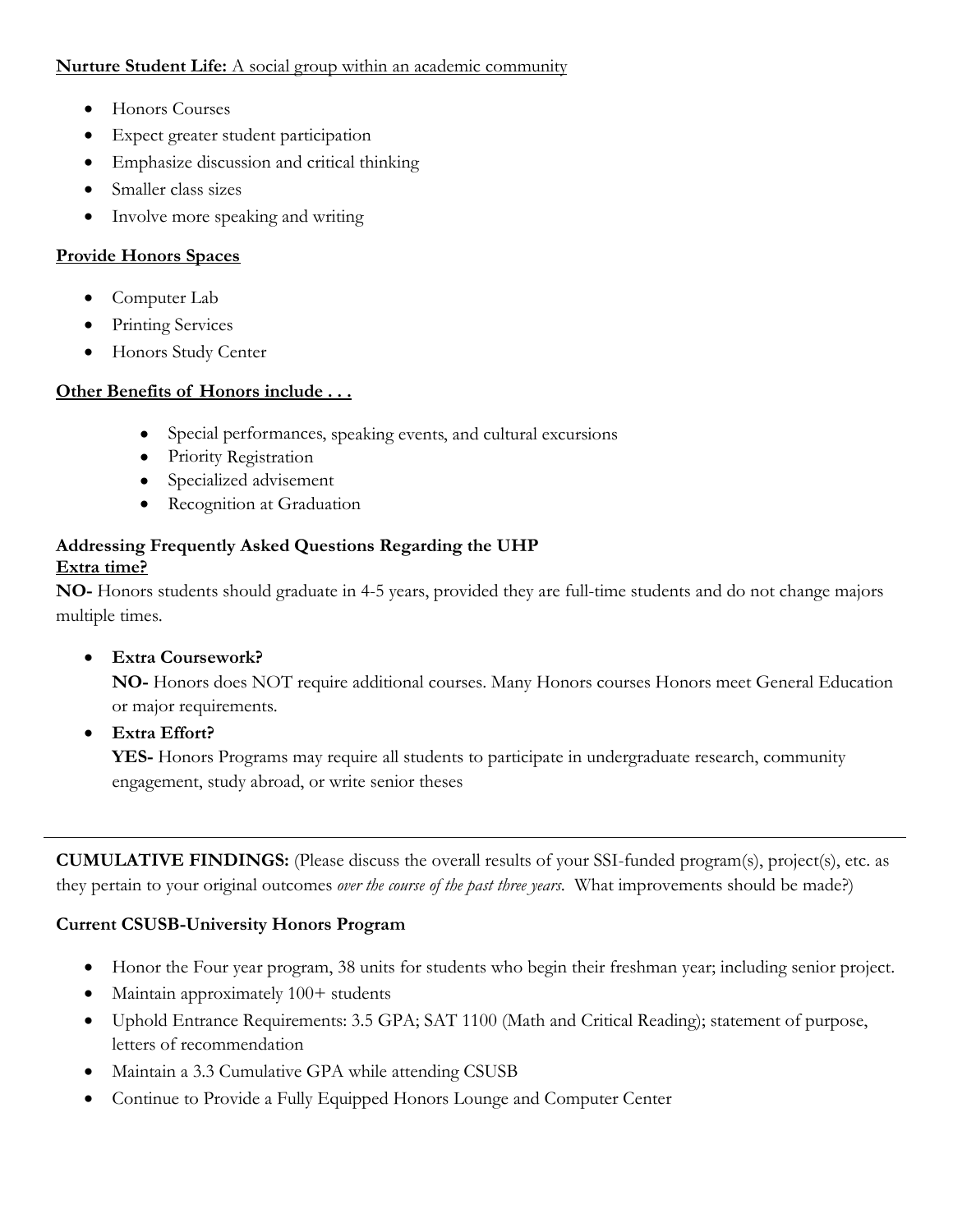**Nurture Student Life:** A social group within an academic community

- Honors Courses
- Expect greater student participation
- Emphasize discussion and critical thinking
- Smaller class sizes
- Involve more speaking and writing

**Provide Honors Spaces**

- Computer Lab
- Printing Services
- Honors Study Center

**Other Benefits of Honors include . . .**

- Special performances, speaking events, and cultural excursions
- Priority Registration
- Specialized advisement
- Recognition at Graduation

**Addressing Frequently Asked Questions Regarding the UHP**

**Extra time?**

**NO-** Honors students should graduate in 4-5 years, provided they are full-time students and do not change majors multiple times.

- **Extra Coursework?**
  **NO-** Honors does NOT require additional courses. Many Honors courses Honors meet General Education or major requirements.
- **Extra Effort?**
  **YES-** Honors Programs may require all students to participate in undergraduate research, community engagement, study abroad, or write senior theses

---

**CUMULATIVE FINDINGS:** (Please discuss the overall results of your SSI-funded program(s), project(s), etc. as they pertain to your original outcomes *over the course of the past three years*. What improvements should be made?)

**Current CSUSB-University Honors Program**

- Honor the Four year program, 38 units for students who begin their freshman year; including senior project.
- Maintain approximately 100+ students
- Uphold Entrance Requirements: 3.5 GPA; SAT 1100 (Math and Critical Reading); statement of purpose, letters of recommendation
- Maintain a 3.3 Cumulative GPA while attending CSUSB
- Continue to Provide a Fully Equipped Honors Lounge and Computer Center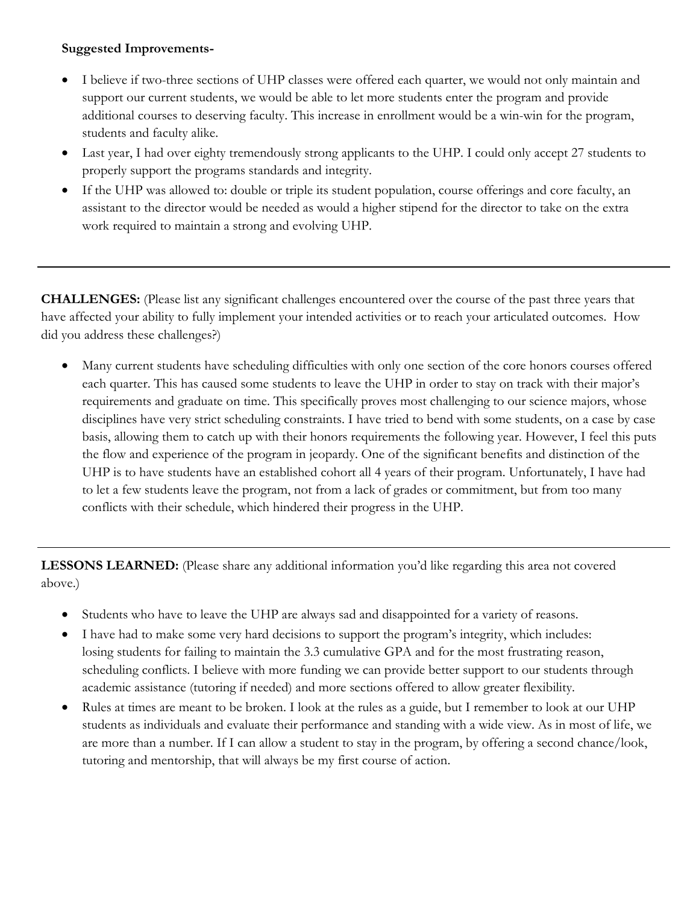**Suggested Improvements-**

- I believe if two-three sections of UHP classes were offered each quarter, we would not only maintain and support our current students, we would be able to let more students enter the program and provide additional courses to deserving faculty. This increase in enrollment would be a win-win for the program, students and faculty alike.
- Last year, I had over eighty tremendously strong applicants to the UHP. I could only accept 27 students to properly support the programs standards and integrity.
- If the UHP was allowed to: double or triple its student population, course offerings and core faculty, an assistant to the director would be needed as would a higher stipend for the director to take on the extra work required to maintain a strong and evolving UHP.

---

**CHALLENGES:** (Please list any significant challenges encountered over the course of the past three years that have affected your ability to fully implement your intended activities or to reach your articulated outcomes. How did you address these challenges?)

- Many current students have scheduling difficulties with only one section of the core honors courses offered each quarter. This has caused some students to leave the UHP in order to stay on track with their major's requirements and graduate on time. This specifically proves most challenging to our science majors, whose disciplines have very strict scheduling constraints. I have tried to bend with some students, on a case by case basis, allowing them to catch up with their honors requirements the following year. However, I feel this puts the flow and experience of the program in jeopardy. One of the significant benefits and distinction of the UHP is to have students have an established cohort all 4 years of their program. Unfortunately, I have had to let a few students leave the program, not from a lack of grades or commitment, but from too many conflicts with their schedule, which hindered their progress in the UHP.

---

**LESSONS LEARNED:** (Please share any additional information you'd like regarding this area not covered above.)

- Students who have to leave the UHP are always sad and disappointed for a variety of reasons.
- I have had to make some very hard decisions to support the program's integrity, which includes: losing students for failing to maintain the 3.3 cumulative GPA and for the most frustrating reason, scheduling conflicts. I believe with more funding we can provide better support to our students through academic assistance (tutoring if needed) and more sections offered to allow greater flexibility.
- Rules at times are meant to be broken. I look at the rules as a guide, but I remember to look at our UHP students as individuals and evaluate their performance and standing with a wide view. As in most of life, we are more than a number. If I can allow a student to stay in the program, by offering a second chance/look, tutoring and mentorship, that will always be my first course of action.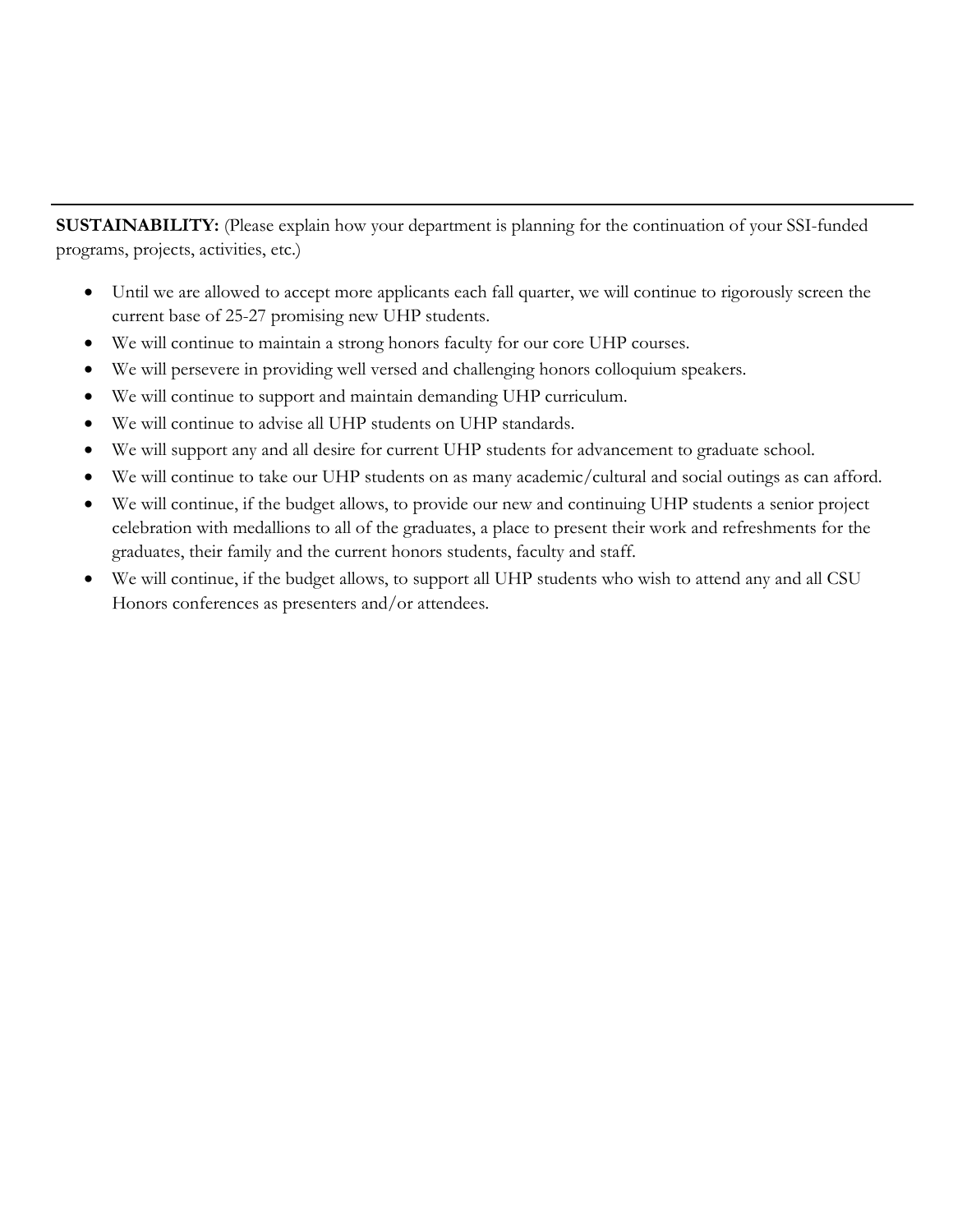**SUSTAINABILITY:** (Please explain how your department is planning for the continuation of your SSI-funded programs, projects, activities, etc.)

- Until we are allowed to accept more applicants each fall quarter, we will continue to rigorously screen the current base of 25-27 promising new UHP students.
- We will continue to maintain a strong honors faculty for our core UHP courses.
- We will persevere in providing well versed and challenging honors colloquium speakers.
- We will continue to support and maintain demanding UHP curriculum.
- We will continue to advise all UHP students on UHP standards.
- We will support any and all desire for current UHP students for advancement to graduate school.
- We will continue to take our UHP students on as many academic/cultural and social outings as can afford.
- We will continue, if the budget allows, to provide our new and continuing UHP students a senior project celebration with medallions to all of the graduates, a place to present their work and refreshments for the graduates, their family and the current honors students, faculty and staff.
- We will continue, if the budget allows, to support all UHP students who wish to attend any and all CSU Honors conferences as presenters and/or attendees.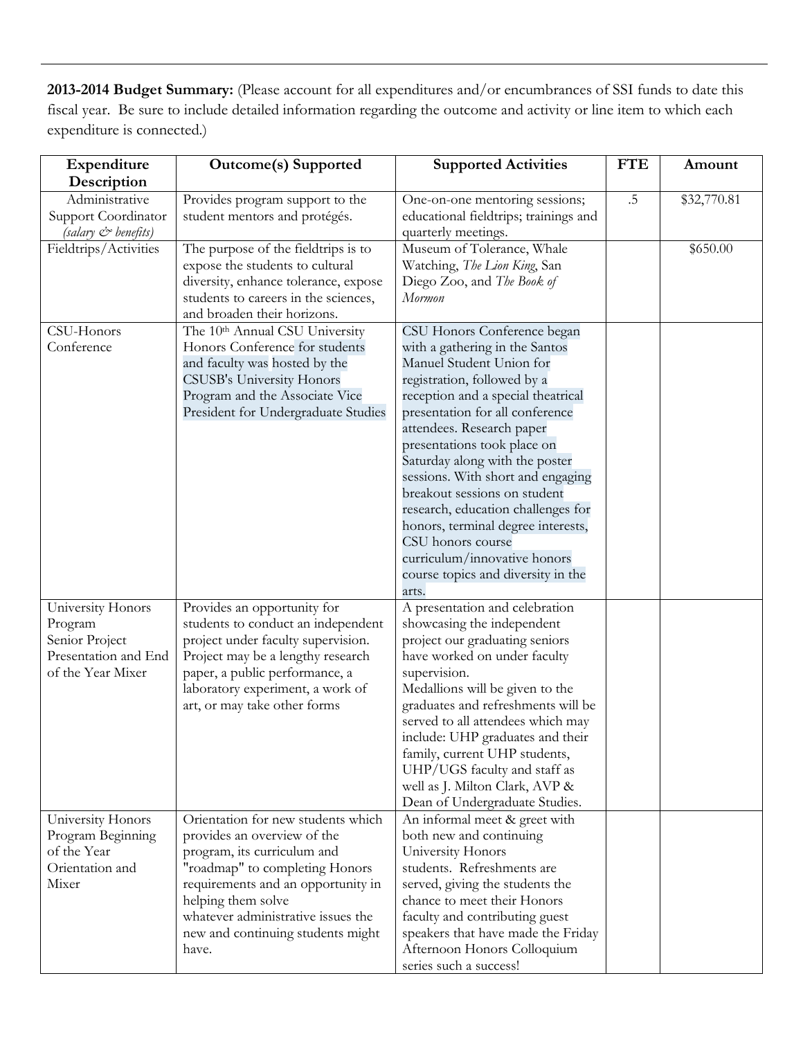**2013-2014 Budget Summary:** (Please account for all expenditures and/or encumbrances of SSI funds to date this fiscal year. Be sure to include detailed information regarding the outcome and activity or line item to which each expenditure is connected.)

| Expenditure Description | Outcome(s) Supported | Supported Activities | FTE | Amount |
|---|---|---|---|---|
| Administrative Support Coordinator *(salary & benefits)* | Provides program support to the student mentors and protégés. | One-on-one mentoring sessions; educational fieldtrips; trainings and quarterly meetings. | .5 | $32,770.81 |
| Fieldtrips/Activities | The purpose of the fieldtrips is to expose the students to cultural diversity, enhance tolerance, expose students to careers in the sciences, and broaden their horizons. | Museum of Tolerance, Whale Watching, *The Lion King*, San Diego Zoo, and *The Book of Mormon* | | $650.00 |
| CSU-Honors Conference | The 10th Annual CSU University Honors Conference for students and faculty was hosted by the CSUSB's University Honors Program and the Associate Vice President for Undergraduate Studies | CSU Honors Conference began with a gathering in the Santos Manuel Student Union for registration, followed by a reception and a special theatrical presentation for all conference attendees. Research paper presentations took place on Saturday along with the poster sessions. With short and engaging breakout sessions on student research, education challenges for honors, terminal degree interests, CSU honors course curriculum/innovative honors course topics and diversity in the arts. | | |
| University Honors Program Senior Project Presentation and End of the Year Mixer | Provides an opportunity for students to conduct an independent project under faculty supervision. Project may be a lengthy research paper, a public performance, a laboratory experiment, a work of art, or may take other forms | A presentation and celebration showcasing the independent project our graduating seniors have worked on under faculty supervision. Medallions will be given to the graduates and refreshments will be served to all attendees which may include: UHP graduates and their family, current UHP students, UHP/UGS faculty and staff as well as J. Milton Clark, AVP & Dean of Undergraduate Studies. | | |
| University Honors Program Beginning of the Year Orientation and Mixer | Orientation for new students which provides an overview of the program, its curriculum and "roadmap" to completing Honors requirements and an opportunity in helping them solve whatever administrative issues the new and continuing students might have. | An informal meet & greet with both new and continuing University Honors students. Refreshments are served, giving the students the chance to meet their Honors faculty and contributing guest speakers that have made the Friday Afternoon Honors Colloquium series such a success! | | |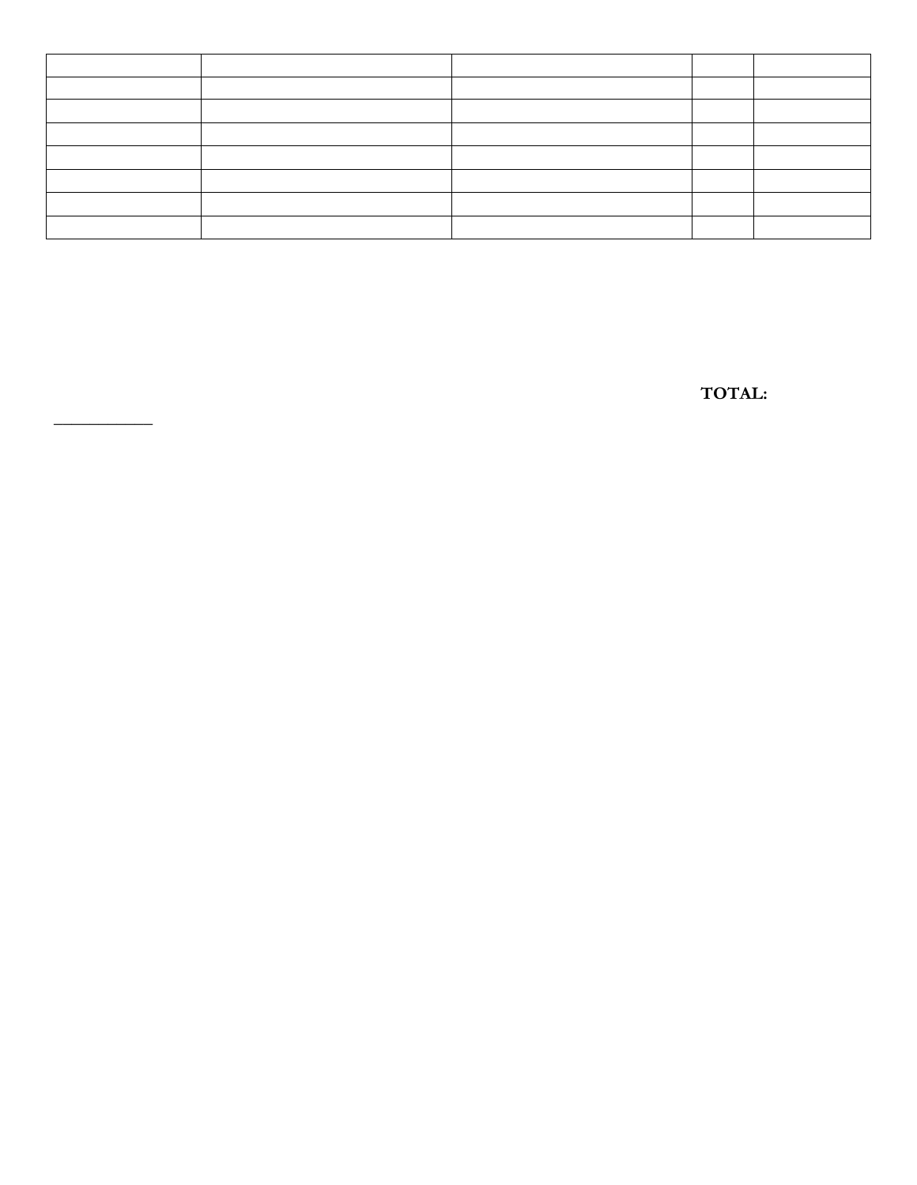| | | | | |
|---|---|---|---|---|
| | | | | |
| | | | | |
| | | | | |
| | | | | |
| | | | | |
| | | | | |
| | | | | |

**TOTAL:** ___________